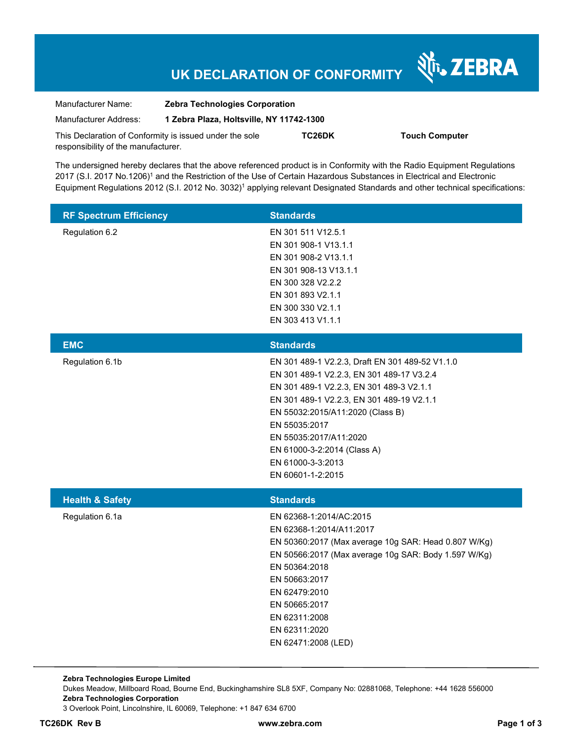# UK DECLARATION OF CONFORMITY

ZEBRA

| | |
|---|---|
| Manufacturer Name: | **Zebra Technologies Corporation** |
| Manufacturer Address: | **1 Zebra Plaza, Holtsville, NY 11742-1300** |

This Declaration of Conformity is issued under the sole responsibility of the manufacturer. **TC26DK** **Touch Computer**

The undersigned hereby declares that the above referenced product is in Conformity with the Radio Equipment Regulations 2017 (S.I. 2017 No.1206)[1] and the Restriction of the Use of Certain Hazardous Substances in Electrical and Electronic Equipment Regulations 2012 (S.I. 2012 No. 3032)[1] applying relevant Designated Standards and other technical specifications:

| RF Spectrum Efficiency | Standards |
|---|---|
| Regulation 6.2 | EN 301 511 V12.5.1<br>EN 301 908-1 V13.1.1<br>EN 301 908-2 V13.1.1<br>EN 301 908-13 V13.1.1<br>EN 300 328 V2.2.2<br>EN 301 893 V2.1.1<br>EN 300 330 V2.1.1<br>EN 303 413 V1.1.1 |

| EMC | Standards |
|---|---|
| Regulation 6.1b | EN 301 489-1 V2.2.3, Draft EN 301 489-52 V1.1.0<br>EN 301 489-1 V2.2.3, EN 301 489-17 V3.2.4<br>EN 301 489-1 V2.2.3, EN 301 489-3 V2.1.1<br>EN 301 489-1 V2.2.3, EN 301 489-19 V2.1.1<br>EN 55032:2015/A11:2020 (Class B)<br>EN 55035:2017<br>EN 55035:2017/A11:2020<br>EN 61000-3-2:2014 (Class A)<br>EN 61000-3-3:2013<br>EN 60601-1-2:2015 |

| Health & Safety | Standards |
|---|---|
| Regulation 6.1a | EN 62368-1:2014/AC:2015<br>EN 62368-1:2014/A11:2017<br>EN 50360:2017 (Max average 10g SAR: Head 0.807 W/Kg)<br>EN 50566:2017 (Max average 10g SAR: Body 1.597 W/Kg)<br>EN 50364:2018<br>EN 50663:2017<br>EN 62479:2010<br>EN 50665:2017<br>EN 62311:2008<br>EN 62311:2020<br>EN 62471:2008 (LED) |

**Zebra Technologies Europe Limited**
Dukes Meadow, Millboard Road, Bourne End, Buckinghamshire SL8 5XF, Company No: 02881068, Telephone: +44 1628 556000
**Zebra Technologies Corporation**
3 Overlook Point, Lincolnshire, IL 60069, Telephone: +1 847 634 6700

**TC26DK Rev B** **www.zebra.com**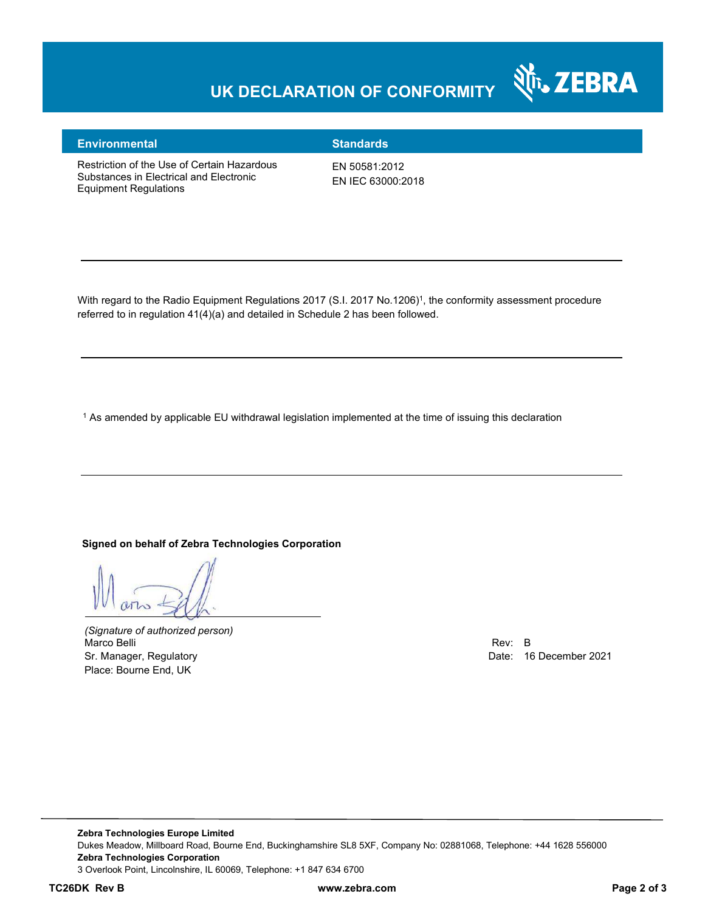# UK DECLARATION OF CONFORMITY

| Environmental | Standards |
|---|---|
| Restriction of the Use of Certain Hazardous Substances in Electrical and Electronic Equipment Regulations | EN 50581:2012<br>EN IEC 63000:2018 |

---

With regard to the Radio Equipment Regulations 2017 (S.I. 2017 No.1206)[1], the conformity assessment procedure referred to in regulation 41(4)(a) and detailed in Schedule 2 has been followed.

---

[1] As amended by applicable EU withdrawal legislation implemented at the time of issuing this declaration

---

**Signed on behalf of Zebra Technologies Corporation**

*(Signature of authorized person)*
Marco Belli
Sr. Manager, Regulatory
Place: Bourne End, UK

Rev: B
Date: 16 December 2021

**Zebra Technologies Europe Limited**
Dukes Meadow, Millboard Road, Bourne End, Buckinghamshire SL8 5XF, Company No: 02881068, Telephone: +44 1628 556000
**Zebra Technologies Corporation**
3 Overlook Point, Lincolnshire, IL 60069, Telephone: +1 847 634 6700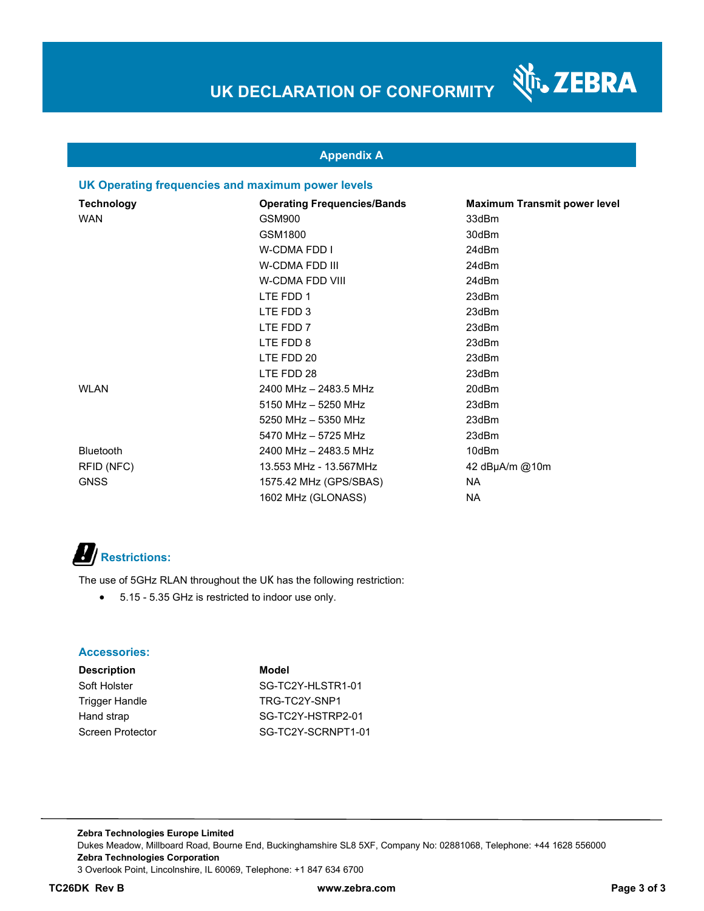# UK DECLARATION OF CONFORMITY

## Appendix A

### UK Operating frequencies and maximum power levels

| Technology | Operating Frequencies/Bands | Maximum Transmit power level |
| --- | --- | --- |
| WAN | GSM900 | 33dBm |
| | GSM1800 | 30dBm |
| | W-CDMA FDD I | 24dBm |
| | W-CDMA FDD III | 24dBm |
| | W-CDMA FDD VIII | 24dBm |
| | LTE FDD 1 | 23dBm |
| | LTE FDD 3 | 23dBm |
| | LTE FDD 7 | 23dBm |
| | LTE FDD 8 | 23dBm |
| | LTE FDD 20 | 23dBm |
| | LTE FDD 28 | 23dBm |
| WLAN | 2400 MHz – 2483.5 MHz | 20dBm |
| | 5150 MHz – 5250 MHz | 23dBm |
| | 5250 MHz – 5350 MHz | 23dBm |
| | 5470 MHz – 5725 MHz | 23dBm |
| Bluetooth | 2400 MHz – 2483.5 MHz | 10dBm |
| RFID (NFC) | 13.553 MHz - 13.567MHz | 42 dBµA/m @10m |
| GNSS | 1575.42 MHz (GPS/SBAS) | NA |
| | 1602 MHz (GLONASS) | NA |

### Restrictions:

The use of 5GHz RLAN throughout the UK has the following restriction:

- 5.15 - 5.35 GHz is restricted to indoor use only.

### Accessories:

| Description | Model |
| --- | --- |
| Soft Holster | SG-TC2Y-HLSTR1-01 |
| Trigger Handle | TRG-TC2Y-SNP1 |
| Hand strap | SG-TC2Y-HSTRP2-01 |
| Screen Protector | SG-TC2Y-SCRNPT1-01 |

**Zebra Technologies Europe Limited**
Dukes Meadow, Millboard Road, Bourne End, Buckinghamshire SL8 5XF, Company No: 02881068, Telephone: +44 1628 556000
**Zebra Technologies Corporation**
3 Overlook Point, Lincolnshire, IL 60069, Telephone: +1 847 634 6700

**TC26DK Rev B** **www.zebra.com**